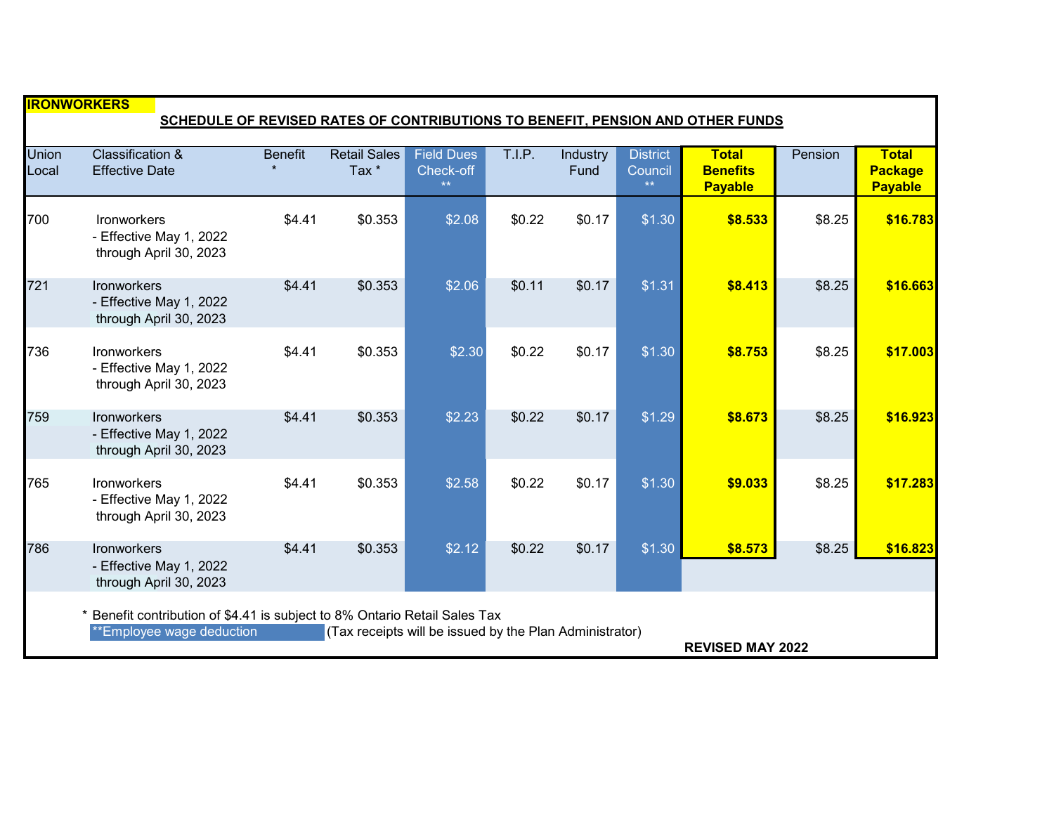**IRONWORKERS**

**SCHEDULE OF REVISED RATES OF CONTRIBUTIONS TO BENEFIT, PENSION AND OTHER FUNDS**

| Union Local | Classification & Effective Date | Benefit * | Retail Sales Tax * | Field Dues Check-off ** | T.I.P. | Industry Fund | District Council ** | Total Benefits Payable | Pension | Total Package Payable |
|---|---|---|---|---|---|---|---|---|---|---|
| 700 | Ironworkers - Effective May 1, 2022 through April 30, 2023 | $4.41 | $0.353 | $2.08 | $0.22 | $0.17 | $1.30 | **$8.533** | $8.25 | **$16.783** |
| 721 | Ironworkers - Effective May 1, 2022 through April 30, 2023 | $4.41 | $0.353 | $2.06 | $0.11 | $0.17 | $1.31 | **$8.413** | $8.25 | **$16.663** |
| 736 | Ironworkers - Effective May 1, 2022 through April 30, 2023 | $4.41 | $0.353 | $2.30 | $0.22 | $0.17 | $1.30 | **$8.753** | $8.25 | **$17.003** |
| 759 | Ironworkers - Effective May 1, 2022 through April 30, 2023 | $4.41 | $0.353 | $2.23 | $0.22 | $0.17 | $1.29 | **$8.673** | $8.25 | **$16.923** |
| 765 | Ironworkers - Effective May 1, 2022 through April 30, 2023 | $4.41 | $0.353 | $2.58 | $0.22 | $0.17 | $1.30 | **$9.033** | $8.25 | **$17.283** |
| 786 | Ironworkers - Effective May 1, 2022 through April 30, 2023 | $4.41 | $0.353 | $2.12 | $0.22 | $0.17 | $1.30 | **$8.573** | $8.25 | **$16.823** |

* Benefit contribution of $4.41 is subject to 8% Ontario Retail Sales Tax

**Employee wage deduction (Tax receipts will be issued by the Plan Administrator)

**REVISED MAY 2022**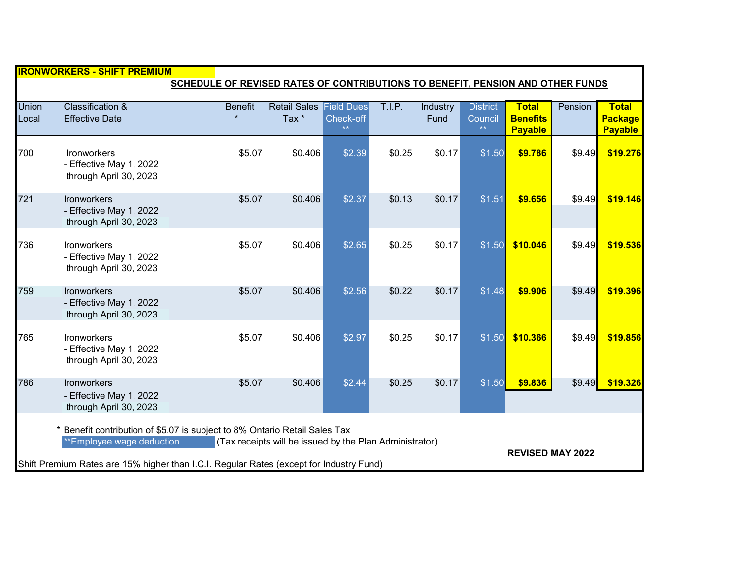**IRONWORKERS - SHIFT PREMIUM**

**SCHEDULE OF REVISED RATES OF CONTRIBUTIONS TO BENEFIT, PENSION AND OTHER FUNDS**

| Union Local | Classification & Effective Date | Benefit * | Retail Sales Tax * | Field Dues Check-off ** | T.I.P. | Industry Fund | District Council ** | Total Benefits Payable | Pension | Total Package Payable |
|---|---|---|---|---|---|---|---|---|---|---|
| 700 | Ironworkers - Effective May 1, 2022 through April 30, 2023 | $5.07 | $0.406 | $2.39 | $0.25 | $0.17 | $1.50 | **$9.786** | $9.49 | **$19.276** |
| 721 | Ironworkers - Effective May 1, 2022 through April 30, 2023 | $5.07 | $0.406 | $2.37 | $0.13 | $0.17 | $1.51 | **$9.656** | $9.49 | **$19.146** |
| 736 | Ironworkers - Effective May 1, 2022 through April 30, 2023 | $5.07 | $0.406 | $2.65 | $0.25 | $0.17 | $1.50 | **$10.046** | $9.49 | **$19.536** |
| 759 | Ironworkers - Effective May 1, 2022 through April 30, 2023 | $5.07 | $0.406 | $2.56 | $0.22 | $0.17 | $1.48 | **$9.906** | $9.49 | **$19.396** |
| 765 | Ironworkers - Effective May 1, 2022 through April 30, 2023 | $5.07 | $0.406 | $2.97 | $0.25 | $0.17 | $1.50 | **$10.366** | $9.49 | **$19.856** |
| 786 | Ironworkers - Effective May 1, 2022 through April 30, 2023 | $5.07 | $0.406 | $2.44 | $0.25 | $0.17 | $1.50 | **$9.836** | $9.49 | **$19.326** |

\* Benefit contribution of $5.07 is subject to 8% Ontario Retail Sales Tax

**Employee wage deduction (Tax receipts will be issued by the Plan Administrator)

**REVISED MAY 2022**

Shift Premium Rates are 15% higher than I.C.I. Regular Rates (except for Industry Fund)